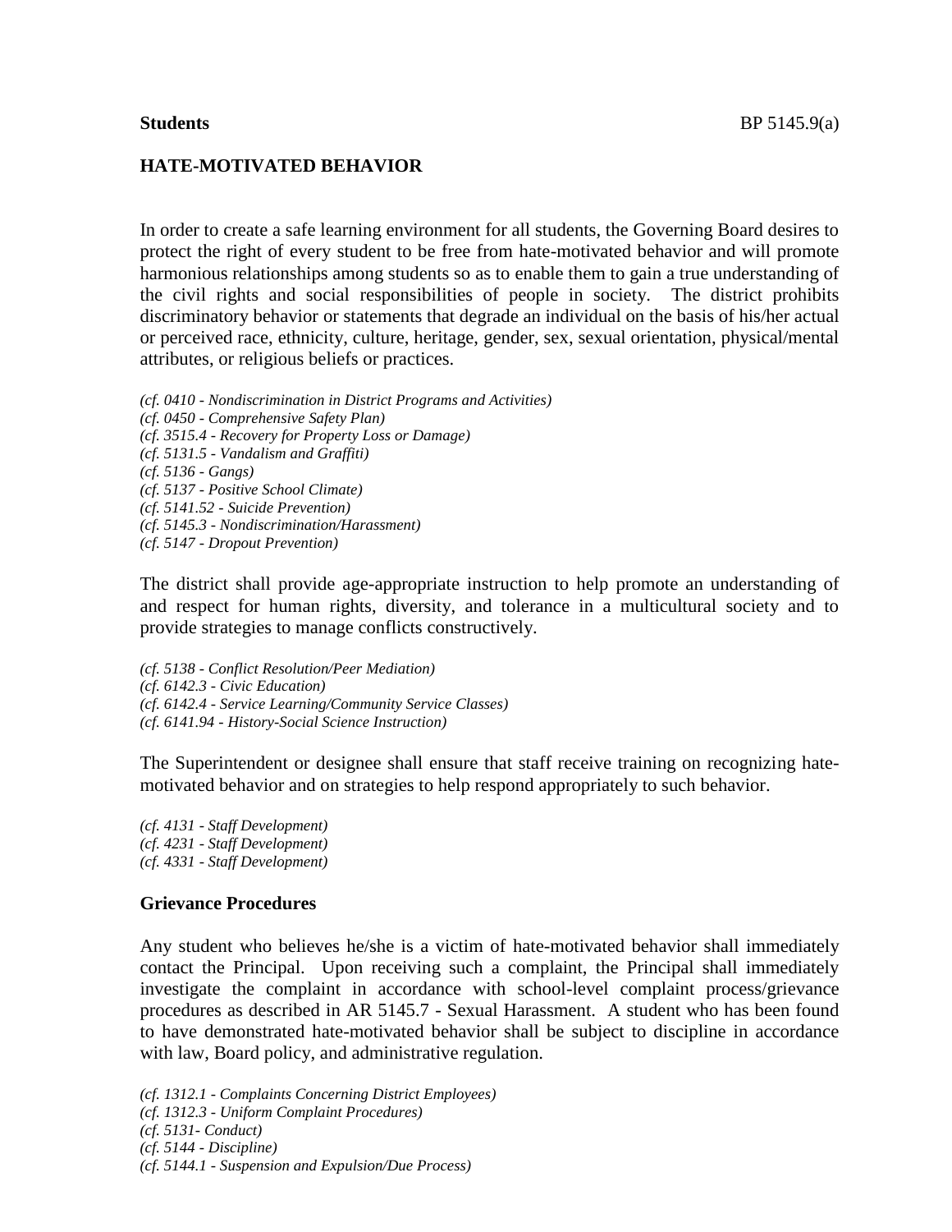**Students** BP 5145.9(a)

## HATE-MOTIVATED BEHAVIOR

In order to create a safe learning environment for all students, the Governing Board desires to protect the right of every student to be free from hate-motivated behavior and will promote harmonious relationships among students so as to enable them to gain a true understanding of the civil rights and social responsibilities of people in society. The district prohibits discriminatory behavior or statements that degrade an individual on the basis of his/her actual or perceived race, ethnicity, culture, heritage, gender, sex, sexual orientation, physical/mental attributes, or religious beliefs or practices.

*(cf. 0410 - Nondiscrimination in District Programs and Activities)*
*(cf. 0450 - Comprehensive Safety Plan)*
*(cf. 3515.4 - Recovery for Property Loss or Damage)*
*(cf. 5131.5 - Vandalism and Graffiti)*
*(cf. 5136 - Gangs)*
*(cf. 5137 - Positive School Climate)*
*(cf. 5141.52 - Suicide Prevention)*
*(cf. 5145.3 - Nondiscrimination/Harassment)*
*(cf. 5147 - Dropout Prevention)*

The district shall provide age-appropriate instruction to help promote an understanding of and respect for human rights, diversity, and tolerance in a multicultural society and to provide strategies to manage conflicts constructively.

*(cf. 5138 - Conflict Resolution/Peer Mediation)*
*(cf. 6142.3 - Civic Education)*
*(cf. 6142.4 - Service Learning/Community Service Classes)*
*(cf. 6141.94 - History-Social Science Instruction)*

The Superintendent or designee shall ensure that staff receive training on recognizing hate-motivated behavior and on strategies to help respond appropriately to such behavior.

*(cf. 4131 - Staff Development)*
*(cf. 4231 - Staff Development)*
*(cf. 4331 - Staff Development)*

### Grievance Procedures

Any student who believes he/she is a victim of hate-motivated behavior shall immediately contact the Principal. Upon receiving such a complaint, the Principal shall immediately investigate the complaint in accordance with school-level complaint process/grievance procedures as described in AR 5145.7 - Sexual Harassment. A student who has been found to have demonstrated hate-motivated behavior shall be subject to discipline in accordance with law, Board policy, and administrative regulation.

*(cf. 1312.1 - Complaints Concerning District Employees)*
*(cf. 1312.3 - Uniform Complaint Procedures)*
*(cf. 5131- Conduct)*
*(cf. 5144 - Discipline)*
*(cf. 5144.1 - Suspension and Expulsion/Due Process)*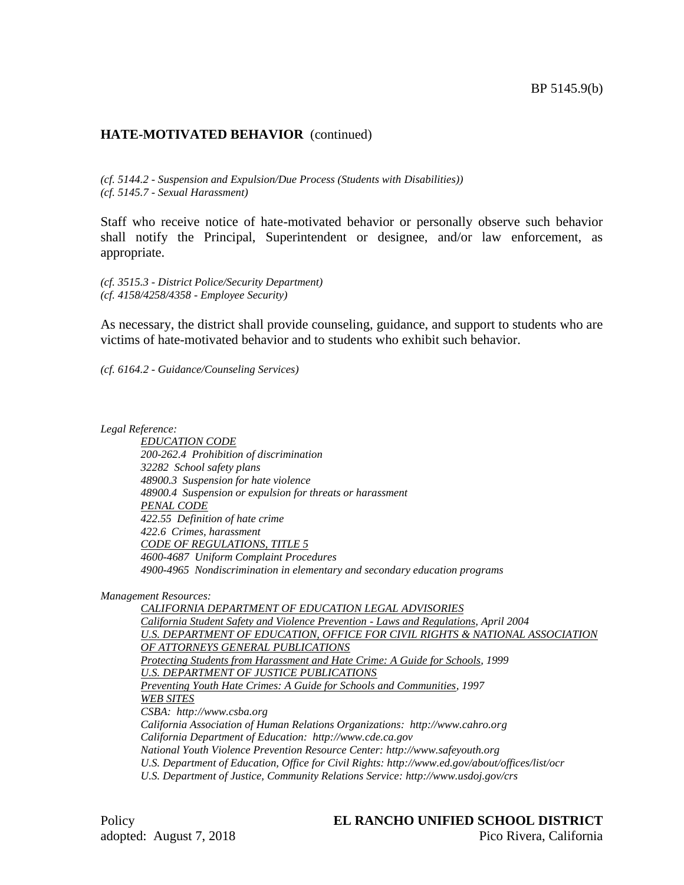**HATE-MOTIVATED BEHAVIOR** (continued)

*(cf. 5144.2 - Suspension and Expulsion/Due Process (Students with Disabilities))*
*(cf. 5145.7 - Sexual Harassment)*

Staff who receive notice of hate-motivated behavior or personally observe such behavior shall notify the Principal, Superintendent or designee, and/or law enforcement, as appropriate.

*(cf. 3515.3 - District Police/Security Department)*
*(cf. 4158/4258/4358 - Employee Security)*

As necessary, the district shall provide counseling, guidance, and support to students who are victims of hate-motivated behavior and to students who exhibit such behavior.

*(cf. 6164.2 - Guidance/Counseling Services)*

*Legal Reference:*

*EDUCATION CODE*
*200-262.4 Prohibition of discrimination*
*32282 School safety plans*
*48900.3 Suspension for hate violence*
*48900.4 Suspension or expulsion for threats or harassment*
*PENAL CODE*
*422.55 Definition of hate crime*
*422.6 Crimes, harassment*
*CODE OF REGULATIONS, TITLE 5*
*4600-4687 Uniform Complaint Procedures*
*4900-4965 Nondiscrimination in elementary and secondary education programs*

*Management Resources:*

*CALIFORNIA DEPARTMENT OF EDUCATION LEGAL ADVISORIES*
*California Student Safety and Violence Prevention - Laws and Regulations, April 2004*
*U.S. DEPARTMENT OF EDUCATION, OFFICE FOR CIVIL RIGHTS & NATIONAL ASSOCIATION OF ATTORNEYS GENERAL PUBLICATIONS*
*Protecting Students from Harassment and Hate Crime: A Guide for Schools, 1999*
*U.S. DEPARTMENT OF JUSTICE PUBLICATIONS*
*Preventing Youth Hate Crimes: A Guide for Schools and Communities, 1997*
*WEB SITES*
*CSBA: http://www.csba.org*
*California Association of Human Relations Organizations: http://www.cahro.org*
*California Department of Education: http://www.cde.ca.gov*
*National Youth Violence Prevention Resource Center: http://www.safeyouth.org*
*U.S. Department of Education, Office for Civil Rights: http://www.ed.gov/about/offices/list/ocr*
*U.S. Department of Justice, Community Relations Service: http://www.usdoj.gov/crs*

Policy
adopted: August 7, 2018

**EL RANCHO UNIFIED SCHOOL DISTRICT**
Pico Rivera, California